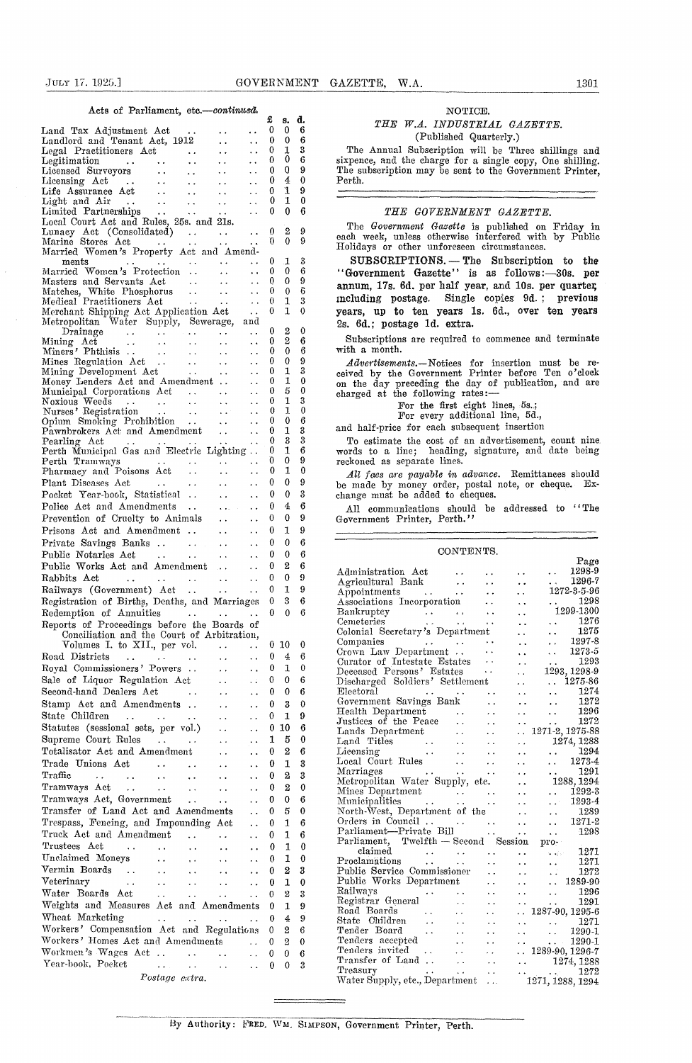Acts of Parliament, etc.—*continued.*

| | £ | s. | d. |
|---|---|---|---|
| Land Tax Adjustment Act | 0 | 0 | 6 |
| Landlord and Tenant Act, 1912 | 0 | 0 | 6 |
| Legal Practitioners Act | 0 | 1 | 3 |
| Legitimation | 0 | 0 | 6 |
| Licensed Surveyors | 0 | 0 | 9 |
| Licensing Act | 0 | 4 | 0 |
| Life Assurance Act | 0 | 1 | 9 |
| Light and Air | 0 | 1 | 0 |
| Limited Partnerships | 0 | 0 | 6 |
| Local Court Act and Rules, 25s. and 21s. | | | |
| Lunacy Act (Consolidated) | 0 | 2 | 9 |
| Marine Stores Act | 0 | 0 | 9 |
| Married Women's Property Act and Amendments | 0 | 1 | 3 |
| Married Women's Protection | 0 | 0 | 6 |
| Masters and Servants Act | 0 | 0 | 9 |
| Matches, White Phosphorus | 0 | 0 | 6 |
| Medical Practitioners Act | 0 | 1 | 3 |
| Merchant Shipping Act Application Act | 0 | 1 | 0 |
| Metropolitan Water Supply, Sewerage, and Drainage | 0 | 2 | 0 |
| Mining Act | 0 | 2 | 6 |
| Miners' Phthisis | 0 | 0 | 6 |
| Mines Regulation Act | 0 | 0 | 9 |
| Mining Development Act | 0 | 1 | 3 |
| Money Lenders Act and Amendment | 0 | 1 | 0 |
| Municipal Corporations Act | 0 | 5 | 0 |
| Noxious Weeds | 0 | 1 | 3 |
| Nurses' Registration | 0 | 1 | 0 |
| Opium Smoking Prohibition | 0 | 0 | 6 |
| Pawnbrokers Act and Amendment | 0 | 1 | 3 |
| Pearling Act | 0 | 3 | 3 |
| Perth Municipal Gas and Electric Lighting | 0 | 1 | 6 |
| Perth Tramways | 0 | 0 | 9 |
| Pharmacy and Poisons Act | 0 | 1 | 0 |
| Plant Diseases Act | 0 | 0 | 9 |
| Pocket Year-book, Statistical | 0 | 0 | 3 |
| Police Act and Amendments | 0 | 4 | 6 |
| Prevention of Cruelty to Animals | 0 | 0 | 9 |
| Prisons Act and Amendment | 0 | 1 | 9 |
| Private Savings Banks | 0 | 0 | 6 |
| Public Notaries Act | 0 | 0 | 6 |
| Public Works Act and Amendment | 0 | 2 | 6 |
| Rabbits Act | 0 | 0 | 9 |
| Railways (Government) Act | 0 | 1 | 9 |
| Registration of Births, Deaths, and Marriages | 0 | 3 | 6 |
| Redemption of Annuities | 0 | 0 | 6 |
| Reports of Proceedings before the Boards of Conciliation and the Court of Arbitration, Volumes I. to XII., per vol. | 0 | 10 | 0 |
| Road Districts | 0 | 4 | 6 |
| Royal Commissioners' Powers | 0 | 1 | 0 |
| Sale of Liquor Regulation Act | 0 | 0 | 6 |
| Second-hand Dealers Act | 0 | 0 | 6 |
| Stamp Act and Amendments | 0 | 3 | 0 |
| State Children | 0 | 1 | 9 |
| Statutes (sessional sets, per vol.) | 0 | 10 | 6 |
| Supreme Court Rules | 1 | 5 | 0 |
| Totalisator Act and Amendment | 0 | 2 | 6 |
| Trade Unions Act | 0 | 1 | 3 |
| Traffic | 0 | 2 | 3 |
| Tramways Act | 0 | 2 | 0 |
| Tramways Act, Government | 0 | 0 | 6 |
| Transfer of Land Act and Amendments | 0 | 5 | 0 |
| Trespass, Fencing, and Impounding Act | 0 | 1 | 6 |
| Truck Act and Amendment | 0 | 1 | 6 |
| Trustees Act | 0 | 1 | 0 |
| Unclaimed Moneys | 0 | 1 | 0 |
| Vermin Boards | 0 | 2 | 3 |
| Veterinary | 0 | 1 | 0 |
| Water Boards Act | 0 | 2 | 3 |
| Weights and Measures Act and Amendments | 0 | 1 | 9 |
| Wheat Marketing | 0 | 4 | 9 |
| Workers' Compensation Act and Regulations | 0 | 2 | 6 |
| Workers' Homes Act and Amendments | 0 | 2 | 0 |
| Workmen's Wages Act | 0 | 0 | 6 |
| Year-book, Pocket | 0 | 0 | 3 |

*Postage extra.*

## NOTICE.

### *THE W.A. INDUSTRIAL GAZETTE.*

(Published Quarterly.)

The Annual Subscription will be Three shillings and sixpence, and the charge for a single copy, One shilling. The subscription may be sent to the Government Printer, Perth.

### *THE GOVERNMENT GAZETTE.*

The *Government Gazette* is published on Friday in each week, unless otherwise interfered with by Public Holidays or other unforeseen circumstances.

**SUBSCRIPTIONS.—The Subscription to the "Government Gazette" is as follows:—30s. per annum, 17s. 6d. per half year, and 10s. per quarter, including postage. Single copies 9d.; previous years, up to ten years 1s. 6d., over ten years 2s. 6d.; postage 1d. extra.**

Subscriptions are required to commence and terminate with a month.

*Advertisements.*—Notices for insertion must be received by the Government Printer before Ten o'clock on the day preceding the day of publication, and are charged at the following rates:—

For the first eight lines, 5s.;
For every additional line, 5d.,

and half-price for each subsequent insertion

To estimate the cost of an advertisement, count nine words to a line; heading, signature, and date being reckoned as separate lines.

*All fees are payable in advance.* Remittances should be made by money order, postal note, or cheque. Exchange must be added to cheques.

All communications should be addressed to "The Government Printer, Perth."

## CONTENTS.

| | Page |
|---|---|
| Administration Act | 1298-9 |
| Agricultural Bank | 1296-7 |
| Appointments | 1272-3-5-96 |
| Associations Incorporation | 1298 |
| Bankruptcy | 1299-1300 |
| Cemeteries | 1276 |
| Colonial Secretary's Department | 1275 |
| Companies | 1297-8 |
| Crown Law Department | 1273-5 |
| Curator of Intestate Estates | 1293 |
| Deceased Persons' Estates | 1293, 1298-9 |
| Discharged Soldiers' Settlement | 1275-86 |
| Electoral | 1274 |
| Government Savings Bank | 1272 |
| Health Department | 1296 |
| Justices of the Peace | 1272 |
| Lands Department | 1271-2, 1275-88 |
| Land Titles | 1274, 1288 |
| Licensing | 1294 |
| Local Court Rules | 1273-4 |
| Marriages | 1291 |
| Metropolitan Water Supply, etc. | 1288, 1294 |
| Mines Department | 1292-3 |
| Municipalities | 1293-4 |
| North-West, Department of the | 1289 |
| Orders in Council | 1271-2 |
| Parliament—Private Bill | 1298 |
| Parliament, Twelfth — Second Session proclaimed | 1271 |
| Proclamations | 1271 |
| Public Service Commissioner | 1272 |
| Public Works Department | 1289-90 |
| Railways | 1296 |
| Registrar General | 1291 |
| Road Boards | 1287-90, 1295-6 |
| State Children | 1271 |
| Tender Board | 1290-1 |
| Tenders accepted | 1290-1 |
| Tenders invited | 1289-90, 1296-7 |
| Transfer of Land | 1274, 1288 |
| Treasury | 1272 |
| Water Supply, etc., Department | 1271, 1288, 1294 |

By Authority: FRED. WM. SIMPSON, Government Printer, Perth.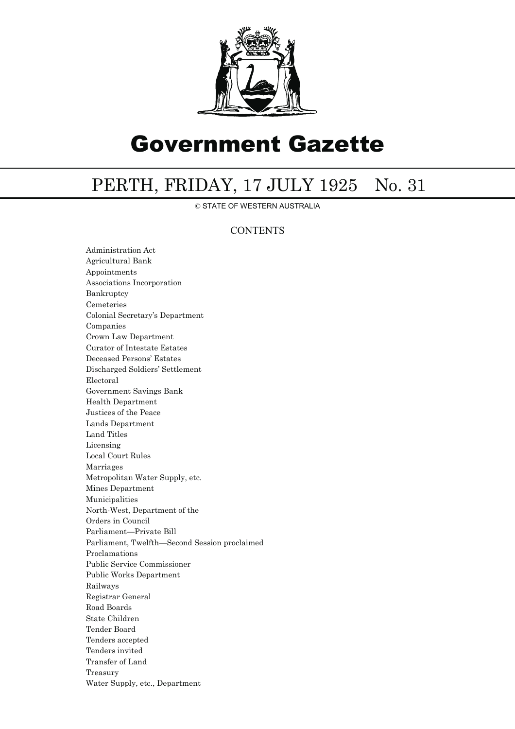# Government Gazette

## PERTH, FRIDAY, 17 JULY 1925 No. 31

© STATE OF WESTERN AUSTRALIA

### CONTENTS

Administration Act
Agricultural Bank
Appointments
Associations Incorporation
Bankruptcy
Cemeteries
Colonial Secretary's Department
Companies
Crown Law Department
Curator of Intestate Estates
Deceased Persons' Estates
Discharged Soldiers' Settlement
Electoral
Government Savings Bank
Health Department
Justices of the Peace
Lands Department
Land Titles
Licensing
Local Court Rules
Marriages
Metropolitan Water Supply, etc.
Mines Department
Municipalities
North-West, Department of the
Orders in Council
Parliament—Private Bill
Parliament, Twelfth—Second Session proclaimed
Proclamations
Public Service Commissioner
Public Works Department
Railways
Registrar General
Road Boards
State Children
Tender Board
Tenders accepted
Tenders invited
Transfer of Land
Treasury
Water Supply, etc., Department